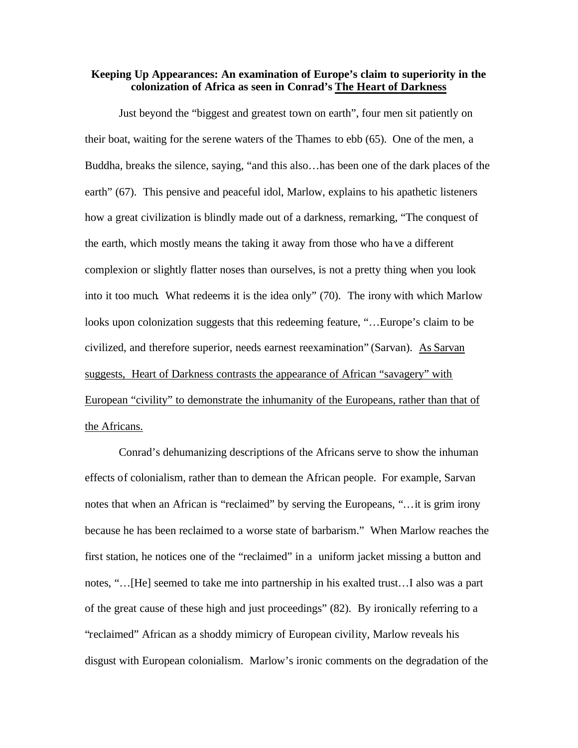**Keeping Up Appearances: An examination of Europe's claim to superiority in the colonization of Africa as seen in Conrad's <u>The Heart of Darkness</u>**

Just beyond the "biggest and greatest town on earth", four men sit patiently on their boat, waiting for the serene waters of the Thames to ebb (65). One of the men, a Buddha, breaks the silence, saying, "and this also…has been one of the dark places of the earth" (67). This pensive and peaceful idol, Marlow, explains to his apathetic listeners how a great civilization is blindly made out of a darkness, remarking, "The conquest of the earth, which mostly means the taking it away from those who have a different complexion or slightly flatter noses than ourselves, is not a pretty thing when you look into it too much. What redeems it is the idea only" (70). The irony with which Marlow looks upon colonization suggests that this redeeming feature, "…Europe's claim to be civilized, and therefore superior, needs earnest reexamination" (Sarvan). <u>As Sarvan suggests, Heart of Darkness contrasts the appearance of African "savagery" with European "civility" to demonstrate the inhumanity of the Europeans, rather than that of the Africans.</u>

Conrad's dehumanizing descriptions of the Africans serve to show the inhuman effects of colonialism, rather than to demean the African people. For example, Sarvan notes that when an African is "reclaimed" by serving the Europeans, "…it is grim irony because he has been reclaimed to a worse state of barbarism." When Marlow reaches the first station, he notices one of the "reclaimed" in a uniform jacket missing a button and notes, "…[He] seemed to take me into partnership in his exalted trust…I also was a part of the great cause of these high and just proceedings" (82). By ironically referring to a "reclaimed" African as a shoddy mimicry of European civility, Marlow reveals his disgust with European colonialism. Marlow's ironic comments on the degradation of the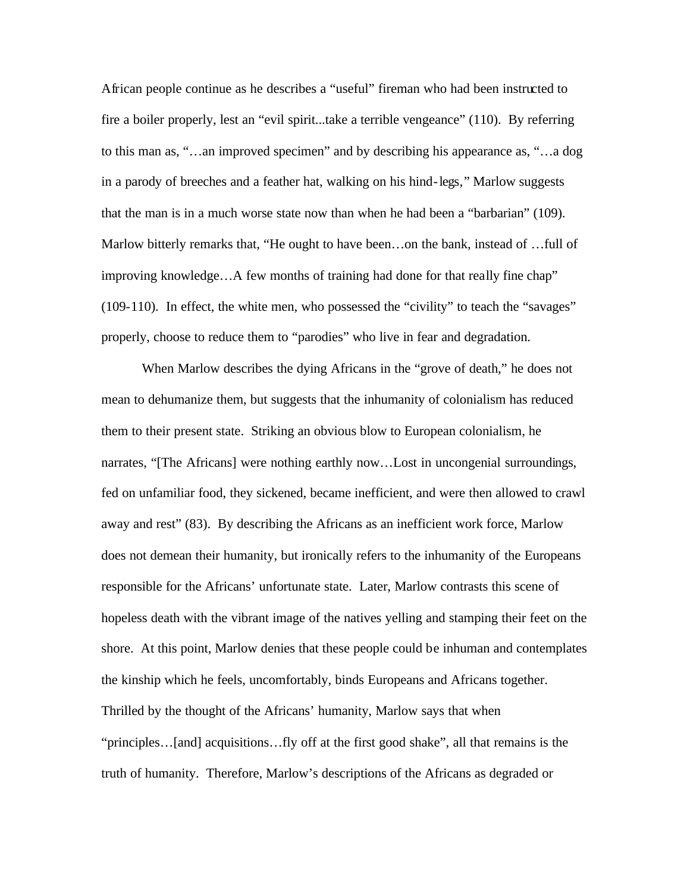African people continue as he describes a "useful" fireman who had been instructed to fire a boiler properly, lest an "evil spirit...take a terrible vengeance" (110). By referring to this man as, "…an improved specimen" and by describing his appearance as, "…a dog in a parody of breeches and a feather hat, walking on his hind-legs," Marlow suggests that the man is in a much worse state now than when he had been a "barbarian" (109). Marlow bitterly remarks that, "He ought to have been…on the bank, instead of …full of improving knowledge…A few months of training had done for that really fine chap" (109-110). In effect, the white men, who possessed the "civility" to teach the "savages" properly, choose to reduce them to "parodies" who live in fear and degradation.

When Marlow describes the dying Africans in the "grove of death," he does not mean to dehumanize them, but suggests that the inhumanity of colonialism has reduced them to their present state. Striking an obvious blow to European colonialism, he narrates, "[The Africans] were nothing earthly now…Lost in uncongenial surroundings, fed on unfamiliar food, they sickened, became inefficient, and were then allowed to crawl away and rest" (83). By describing the Africans as an inefficient work force, Marlow does not demean their humanity, but ironically refers to the inhumanity of the Europeans responsible for the Africans' unfortunate state. Later, Marlow contrasts this scene of hopeless death with the vibrant image of the natives yelling and stamping their feet on the shore. At this point, Marlow denies that these people could be inhuman and contemplates the kinship which he feels, uncomfortably, binds Europeans and Africans together. Thrilled by the thought of the Africans' humanity, Marlow says that when "principles…[and] acquisitions…fly off at the first good shake", all that remains is the truth of humanity. Therefore, Marlow's descriptions of the Africans as degraded or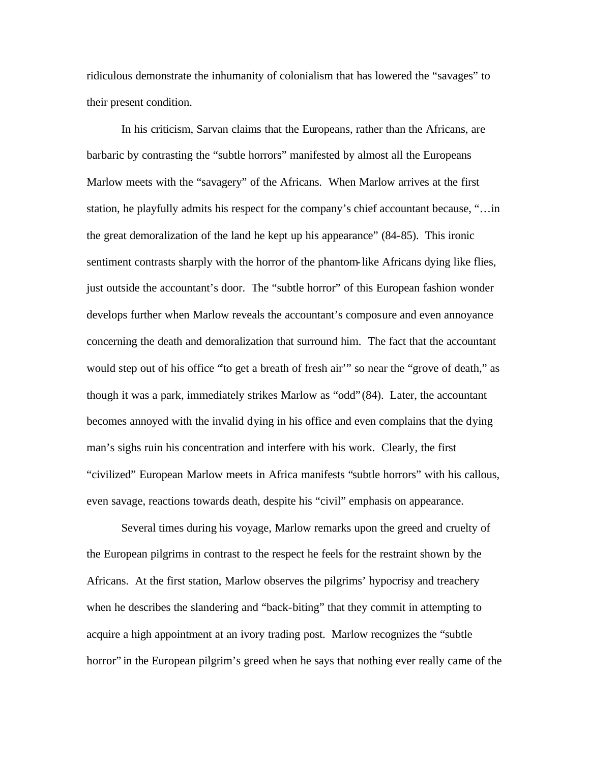ridiculous demonstrate the inhumanity of colonialism that has lowered the "savages" to their present condition.

In his criticism, Sarvan claims that the Europeans, rather than the Africans, are barbaric by contrasting the "subtle horrors" manifested by almost all the Europeans Marlow meets with the "savagery" of the Africans. When Marlow arrives at the first station, he playfully admits his respect for the company's chief accountant because, "…in the great demoralization of the land he kept up his appearance" (84-85). This ironic sentiment contrasts sharply with the horror of the phantom-like Africans dying like flies, just outside the accountant's door. The "subtle horror" of this European fashion wonder develops further when Marlow reveals the accountant's composure and even annoyance concerning the death and demoralization that surround him. The fact that the accountant would step out of his office "'to get a breath of fresh air'" so near the "grove of death," as though it was a park, immediately strikes Marlow as "odd" (84). Later, the accountant becomes annoyed with the invalid dying in his office and even complains that the dying man's sighs ruin his concentration and interfere with his work. Clearly, the first "civilized" European Marlow meets in Africa manifests "subtle horrors" with his callous, even savage, reactions towards death, despite his "civil" emphasis on appearance.

Several times during his voyage, Marlow remarks upon the greed and cruelty of the European pilgrims in contrast to the respect he feels for the restraint shown by the Africans. At the first station, Marlow observes the pilgrims' hypocrisy and treachery when he describes the slandering and "back-biting" that they commit in attempting to acquire a high appointment at an ivory trading post. Marlow recognizes the "subtle horror" in the European pilgrim's greed when he says that nothing ever really came of the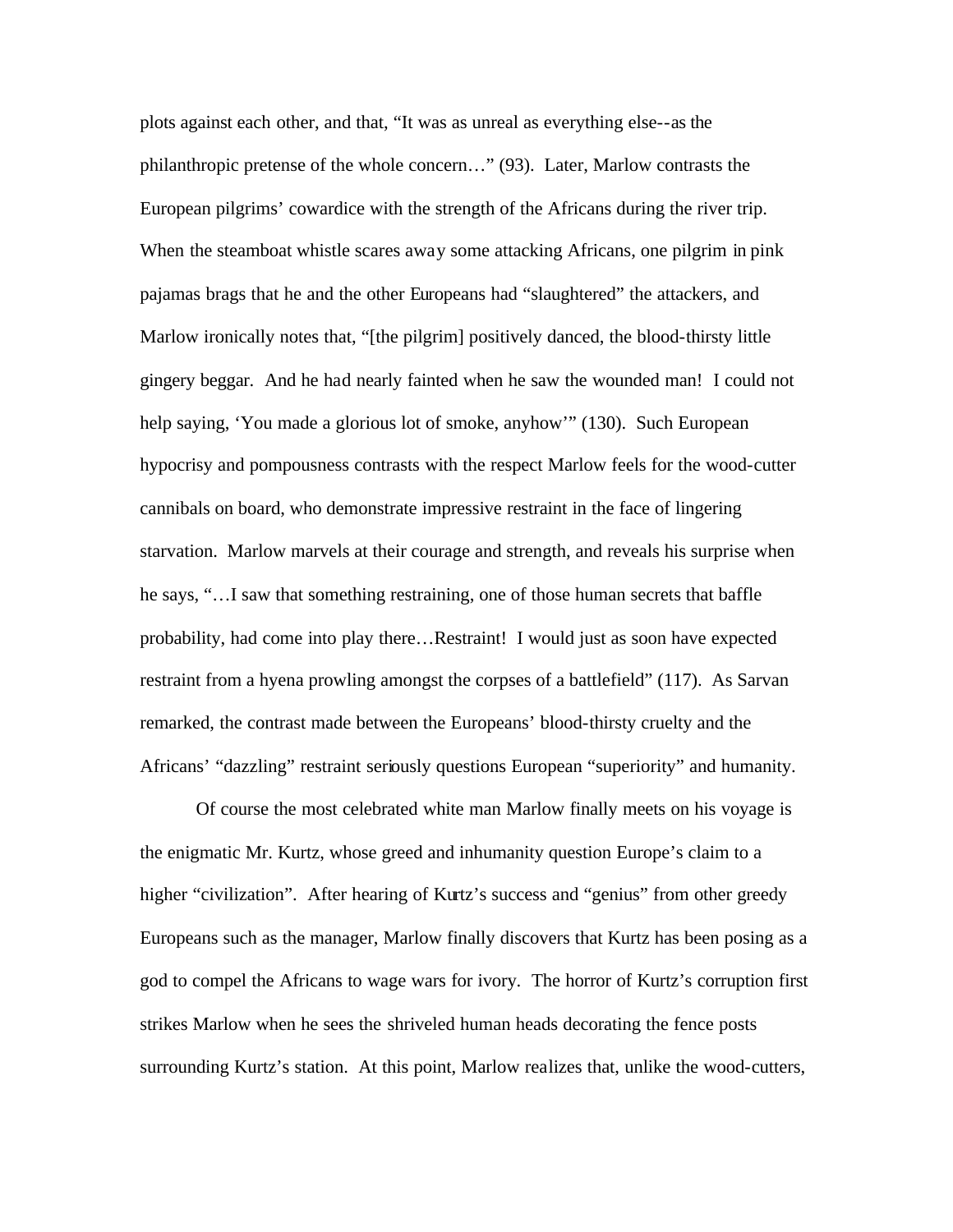plots against each other, and that, "It was as unreal as everything else--as the philanthropic pretense of the whole concern…" (93). Later, Marlow contrasts the European pilgrims' cowardice with the strength of the Africans during the river trip. When the steamboat whistle scares away some attacking Africans, one pilgrim in pink pajamas brags that he and the other Europeans had "slaughtered" the attackers, and Marlow ironically notes that, "[the pilgrim] positively danced, the blood-thirsty little gingery beggar. And he had nearly fainted when he saw the wounded man! I could not help saying, 'You made a glorious lot of smoke, anyhow'" (130). Such European hypocrisy and pompousness contrasts with the respect Marlow feels for the wood-cutter cannibals on board, who demonstrate impressive restraint in the face of lingering starvation. Marlow marvels at their courage and strength, and reveals his surprise when he says, "…I saw that something restraining, one of those human secrets that baffle probability, had come into play there…Restraint! I would just as soon have expected restraint from a hyena prowling amongst the corpses of a battlefield" (117). As Sarvan remarked, the contrast made between the Europeans' blood-thirsty cruelty and the Africans' "dazzling" restraint seriously questions European "superiority" and humanity.

Of course the most celebrated white man Marlow finally meets on his voyage is the enigmatic Mr. Kurtz, whose greed and inhumanity question Europe's claim to a higher "civilization". After hearing of Kurtz's success and "genius" from other greedy Europeans such as the manager, Marlow finally discovers that Kurtz has been posing as a god to compel the Africans to wage wars for ivory. The horror of Kurtz's corruption first strikes Marlow when he sees the shriveled human heads decorating the fence posts surrounding Kurtz's station. At this point, Marlow realizes that, unlike the wood-cutters,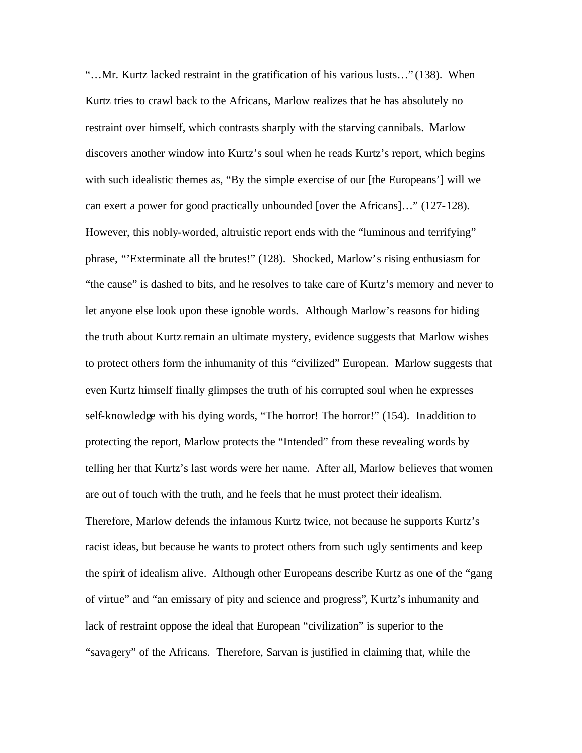"…Mr. Kurtz lacked restraint in the gratification of his various lusts…" (138). When Kurtz tries to crawl back to the Africans, Marlow realizes that he has absolutely no restraint over himself, which contrasts sharply with the starving cannibals. Marlow discovers another window into Kurtz's soul when he reads Kurtz's report, which begins with such idealistic themes as, "By the simple exercise of our [the Europeans'] will we can exert a power for good practically unbounded [over the Africans]…" (127-128). However, this nobly-worded, altruistic report ends with the "luminous and terrifying" phrase, "'Exterminate all the brutes!" (128). Shocked, Marlow's rising enthusiasm for "the cause" is dashed to bits, and he resolves to take care of Kurtz's memory and never to let anyone else look upon these ignoble words. Although Marlow's reasons for hiding the truth about Kurtz remain an ultimate mystery, evidence suggests that Marlow wishes to protect others form the inhumanity of this "civilized" European. Marlow suggests that even Kurtz himself finally glimpses the truth of his corrupted soul when he expresses self-knowledge with his dying words, "The horror! The horror!" (154). In addition to protecting the report, Marlow protects the "Intended" from these revealing words by telling her that Kurtz's last words were her name. After all, Marlow believes that women are out of touch with the truth, and he feels that he must protect their idealism. Therefore, Marlow defends the infamous Kurtz twice, not because he supports Kurtz's racist ideas, but because he wants to protect others from such ugly sentiments and keep the spirit of idealism alive. Although other Europeans describe Kurtz as one of the "gang of virtue" and "an emissary of pity and science and progress", Kurtz's inhumanity and lack of restraint oppose the ideal that European "civilization" is superior to the "savagery" of the Africans. Therefore, Sarvan is justified in claiming that, while the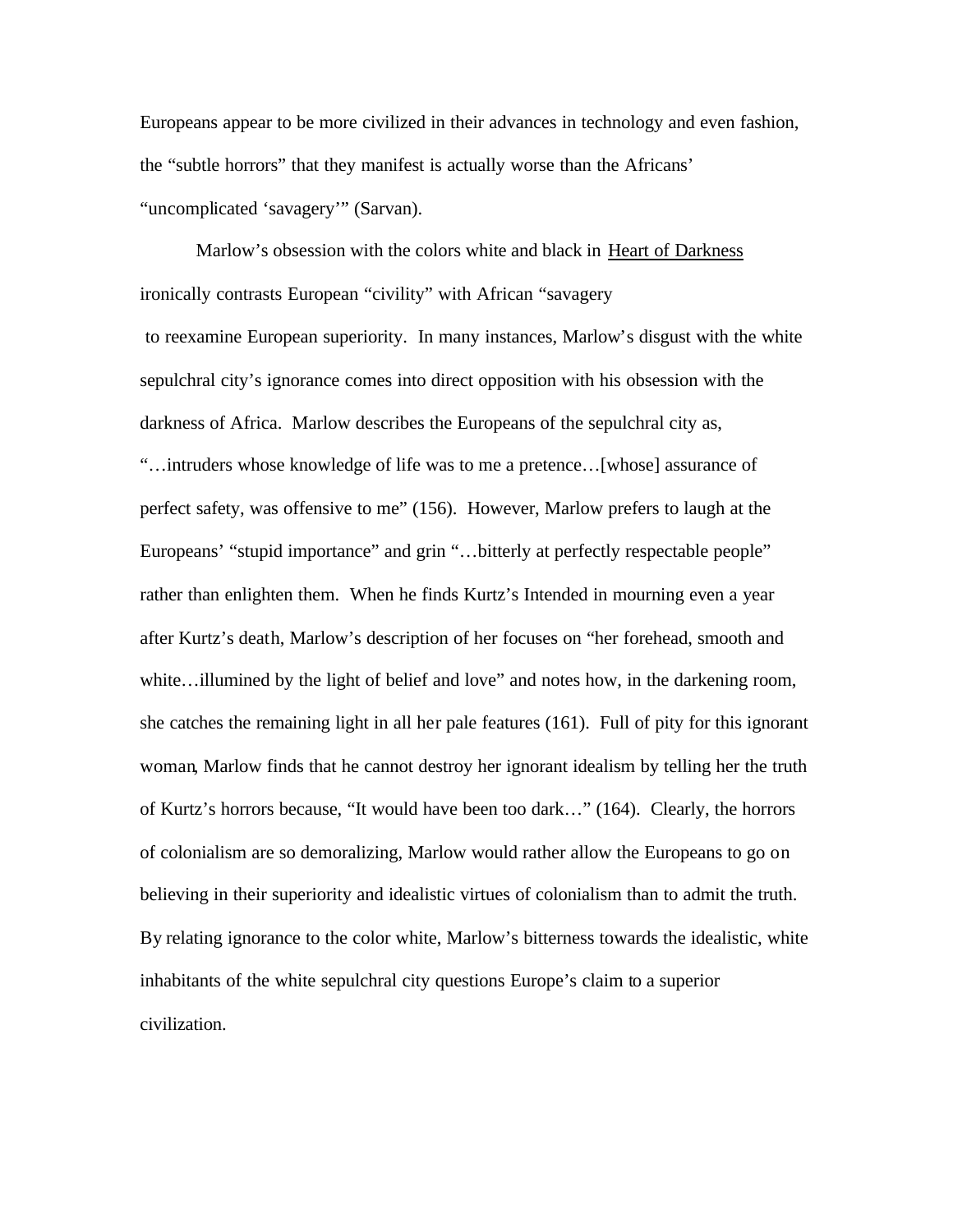Europeans appear to be more civilized in their advances in technology and even fashion, the "subtle horrors" that they manifest is actually worse than the Africans' "uncomplicated 'savagery'" (Sarvan).

Marlow's obsession with the colors white and black in Heart of Darkness ironically contrasts European "civility" with African "savagery to reexamine European superiority. In many instances, Marlow's disgust with the white sepulchral city's ignorance comes into direct opposition with his obsession with the darkness of Africa. Marlow describes the Europeans of the sepulchral city as, "…intruders whose knowledge of life was to me a pretence…[whose] assurance of perfect safety, was offensive to me" (156). However, Marlow prefers to laugh at the Europeans' "stupid importance" and grin "…bitterly at perfectly respectable people" rather than enlighten them. When he finds Kurtz's Intended in mourning even a year after Kurtz's death, Marlow's description of her focuses on "her forehead, smooth and white…illumined by the light of belief and love" and notes how, in the darkening room, she catches the remaining light in all her pale features (161). Full of pity for this ignorant woman, Marlow finds that he cannot destroy her ignorant idealism by telling her the truth of Kurtz's horrors because, "It would have been too dark…" (164). Clearly, the horrors of colonialism are so demoralizing, Marlow would rather allow the Europeans to go on believing in their superiority and idealistic virtues of colonialism than to admit the truth. By relating ignorance to the color white, Marlow's bitterness towards the idealistic, white inhabitants of the white sepulchral city questions Europe's claim to a superior civilization.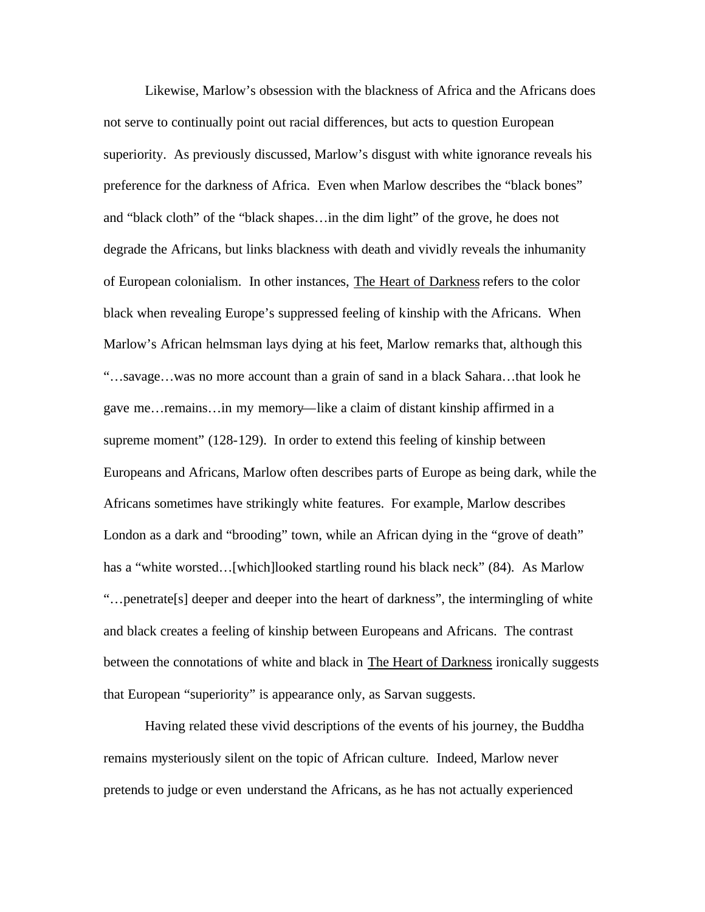Likewise, Marlow's obsession with the blackness of Africa and the Africans does not serve to continually point out racial differences, but acts to question European superiority. As previously discussed, Marlow's disgust with white ignorance reveals his preference for the darkness of Africa. Even when Marlow describes the "black bones" and "black cloth" of the "black shapes…in the dim light" of the grove, he does not degrade the Africans, but links blackness with death and vividly reveals the inhumanity of European colonialism. In other instances, The Heart of Darkness refers to the color black when revealing Europe's suppressed feeling of kinship with the Africans. When Marlow's African helmsman lays dying at his feet, Marlow remarks that, although this "…savage…was no more account than a grain of sand in a black Sahara…that look he gave me…remains…in my memory—like a claim of distant kinship affirmed in a supreme moment" (128-129). In order to extend this feeling of kinship between Europeans and Africans, Marlow often describes parts of Europe as being dark, while the Africans sometimes have strikingly white features. For example, Marlow describes London as a dark and "brooding" town, while an African dying in the "grove of death" has a "white worsted…[which]looked startling round his black neck" (84). As Marlow "…penetrate[s] deeper and deeper into the heart of darkness", the intermingling of white and black creates a feeling of kinship between Europeans and Africans. The contrast between the connotations of white and black in The Heart of Darkness ironically suggests that European "superiority" is appearance only, as Sarvan suggests.

Having related these vivid descriptions of the events of his journey, the Buddha remains mysteriously silent on the topic of African culture. Indeed, Marlow never pretends to judge or even understand the Africans, as he has not actually experienced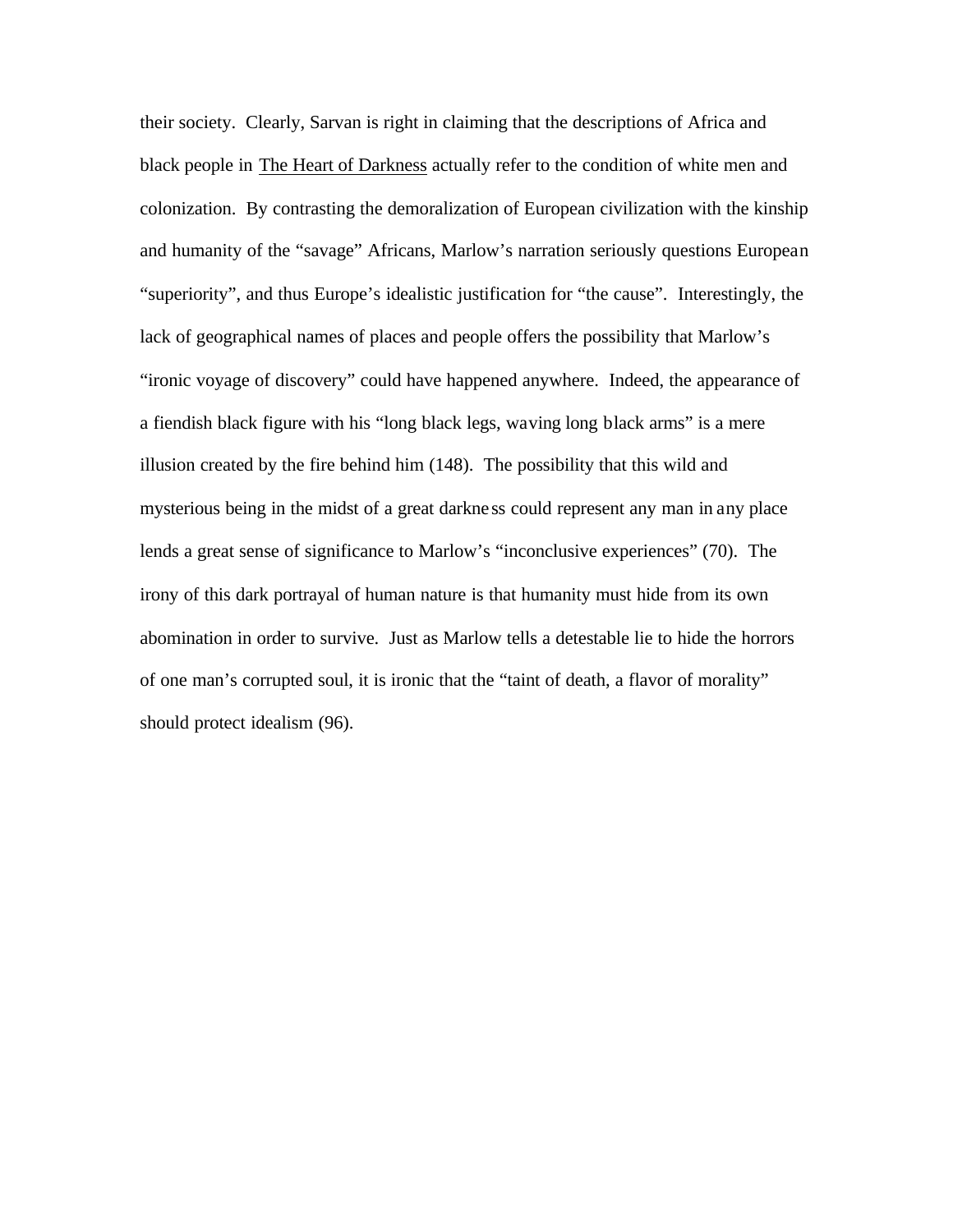their society. Clearly, Sarvan is right in claiming that the descriptions of Africa and black people in The Heart of Darkness actually refer to the condition of white men and colonization. By contrasting the demoralization of European civilization with the kinship and humanity of the "savage" Africans, Marlow's narration seriously questions European "superiority", and thus Europe's idealistic justification for "the cause". Interestingly, the lack of geographical names of places and people offers the possibility that Marlow's "ironic voyage of discovery" could have happened anywhere. Indeed, the appearance of a fiendish black figure with his "long black legs, waving long black arms" is a mere illusion created by the fire behind him (148). The possibility that this wild and mysterious being in the midst of a great darkness could represent any man in any place lends a great sense of significance to Marlow's "inconclusive experiences" (70). The irony of this dark portrayal of human nature is that humanity must hide from its own abomination in order to survive. Just as Marlow tells a detestable lie to hide the horrors of one man's corrupted soul, it is ironic that the "taint of death, a flavor of morality" should protect idealism (96).